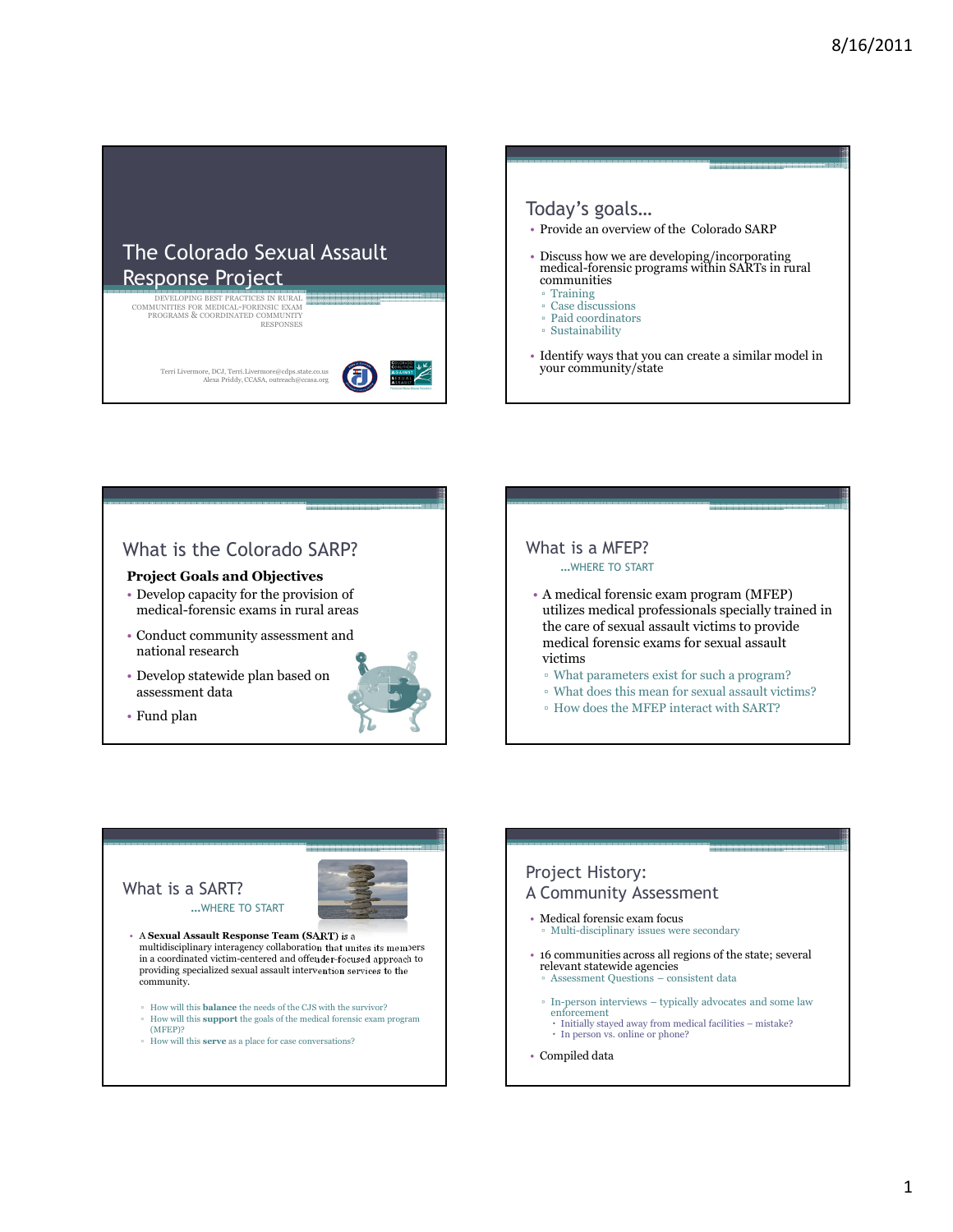# The Colorado Sexual Assault Response Project

DEVELOPING BEST PRACTICES IN RURAL COMMUNITIES FOR MEDICAL-FORENSIC EXAM PROGRAMS & COORDINATED COMMUNITY RESPONSES

Terri Livermore, DCJ, Terri.Livermore@cdps.state.co.us
Alexa Priddy, CCASA, outreach@ccasa.org

## Today's goals…

- Provide an overview of the Colorado SARP
- Discuss how we are developing/incorporating medical-forensic programs within SARTs in rural communities
  - Training
  - Case discussions
  - Paid coordinators
  - Sustainability
- Identify ways that you can create a similar model in your community/state

## What is the Colorado SARP?

**Project Goals and Objectives**

- Develop capacity for the provision of medical-forensic exams in rural areas
- Conduct community assessment and national research
- Develop statewide plan based on assessment data
- Fund plan

## What is a MFEP?

…WHERE TO START

- A medical forensic exam program (MFEP) utilizes medical professionals specially trained in the care of sexual assault victims to provide medical forensic exams for sexual assault victims
  - What parameters exist for such a program?
  - What does this mean for sexual assault victims?
  - How does the MFEP interact with SART?

## What is a SART?

…WHERE TO START

- A **Sexual Assault Response Team (SART)** is a multidisciplinary interagency collaboration that unites its members in a coordinated victim-centered and offender-focused approach to providing specialized sexual assault intervention services to the community.
  - How will this **balance** the needs of the CJS with the survivor?
  - How will this **support** the goals of the medical forensic exam program (MFEP)?
  - How will this **serve** as a place for case conversations?

## Project History: A Community Assessment

- Medical forensic exam focus
  - Multi-disciplinary issues were secondary
- 16 communities across all regions of the state; several relevant statewide agencies
  - Assessment Questions – consistent data
  - In-person interviews – typically advocates and some law enforcement
    - Initially stayed away from medical facilities – mistake?
    - In person vs. online or phone?
- Compiled data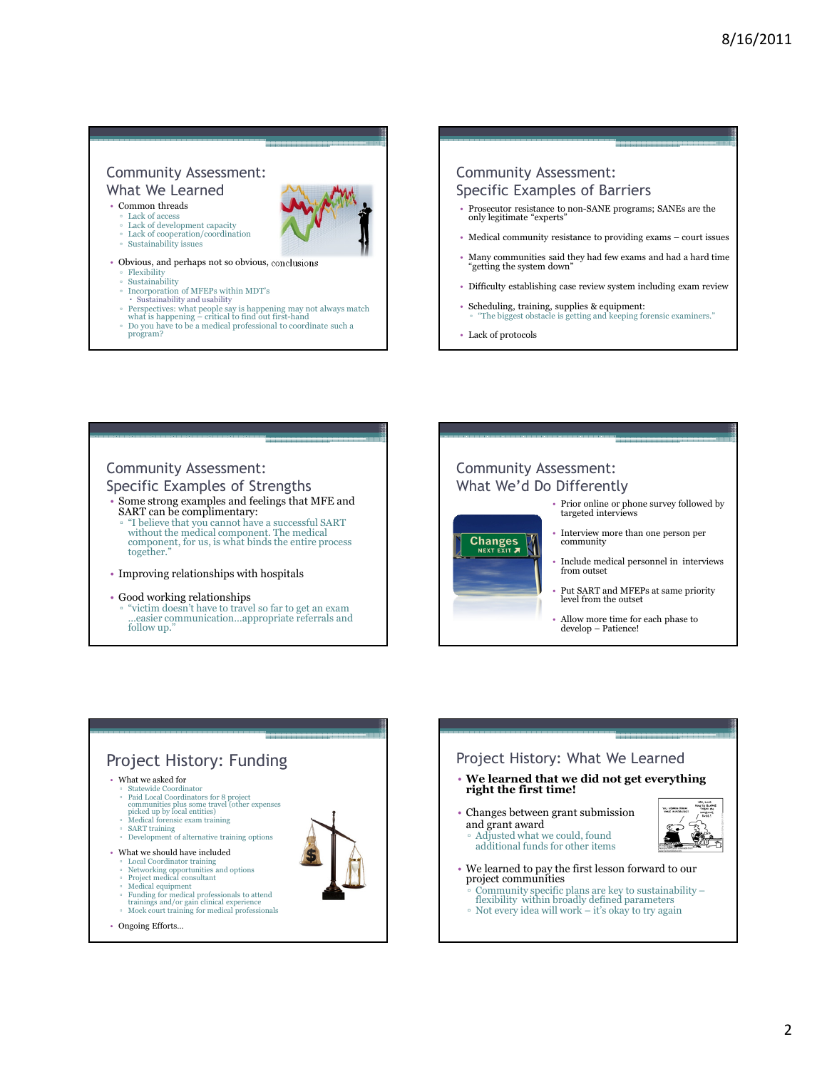## Community Assessment: What We Learned

- Common threads
  - Lack of access
  - Lack of development capacity
  - Lack of cooperation/coordination
  - Sustainability issues
- Obvious, and perhaps not so obvious, conclusions
  - Flexibility
  - Sustainability
  - Incorporation of MFEPs within MDT's
    - Sustainability and usability
  - Perspectives: what people say is happening may not always match what is happening – critical to find out first-hand
  - Do you have to be a medical professional to coordinate such a program?

## Community Assessment: Specific Examples of Barriers

- Prosecutor resistance to non-SANE programs; SANEs are the only legitimate "experts"
- Medical community resistance to providing exams – court issues
- Many communities said they had few exams and had a hard time "getting the system down"
- Difficulty establishing case review system including exam review
- Scheduling, training, supplies & equipment:
  - "The biggest obstacle is getting and keeping forensic examiners."
- Lack of protocols

## Community Assessment: Specific Examples of Strengths

- Some strong examples and feelings that MFE and SART can be complimentary:
  - "I believe that you cannot have a successful SART without the medical component. The medical component, for us, is what binds the entire process together."
- Improving relationships with hospitals
- Good working relationships
  - "victim doesn't have to travel so far to get an exam ...easier communication...appropriate referrals and follow up."

## Community Assessment: What We'd Do Differently

- Prior online or phone survey followed by targeted interviews
- Interview more than one person per community
- Include medical personnel in interviews from outset
- Put SART and MFEPs at same priority level from the outset
- Allow more time for each phase to develop – Patience!

## Project History: Funding

- What we asked for
  - Statewide Coordinator
  - Paid Local Coordinators for 8 project communities plus some travel (other expenses picked up by local entities)
  - Medical forensic exam training
  - SART training
  - Development of alternative training options
- What we should have included
  - Local Coordinator training
  - Networking opportunities and options
  - Project medical consultant
  - Medical equipment
  - Funding for medical professionals to attend trainings and/or gain clinical experience
  - Mock court training for medical professionals
- Ongoing Efforts…

## Project History: What We Learned

- **We learned that we did not get everything right the first time!**
- Changes between grant submission and grant award
  - Adjusted what we could, found additional funds for other items
- We learned to pay the first lesson forward to our project communities
  - Community specific plans are key to sustainability – flexibility within broadly defined parameters
  - Not every idea will work – it's okay to try again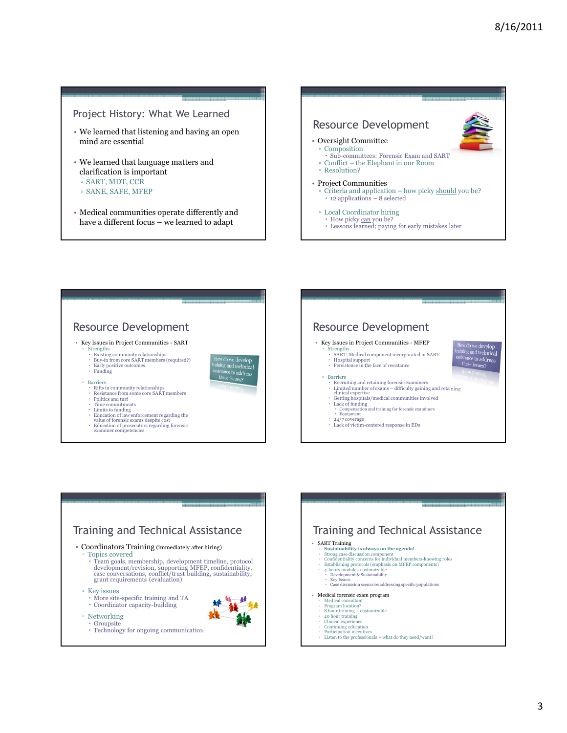## Project History: What We Learned

- We learned that listening and having an open mind are essential
- We learned that language matters and clarification is important
  - SART, MDT, CCR
  - SANE, SAFE, MFEP
- Medical communities operate differently and have a different focus – we learned to adapt

## Resource Development

- Oversight Committee
  - Composition
    - Sub-committees: Forensic Exam and SART
  - Conflict – the Elephant in our Room
  - Resolution?
- Project Communities
  - Criteria and application – how picky should you be?
    - 12 applications – 8 selected
  - Local Coordinator hiring
    - How picky can you be?
    - Lessons learned; paying for early mistakes later

## Resource Development

- Key Issues in Project Communities - SART
  - Strengths
    - Existing community relationships
    - Buy-in from core SART members (required?)
    - Early positive outcomes
    - Funding
  - Barriers
    - Rifts in community relationships
    - Resistance from some core SART members
    - Politics and turf
    - Time commitments
    - Limits to funding
    - Education of law enforcement regarding the value of forensic exams despite cost
    - Education of prosecutors regarding forensic examiner competencies

How do we develop training and technical assistance to address these issues?

## Resource Development

- Key Issues in Project Communities - MFEP
  - Strengths
    - SART; Medical component incorporated in SART
    - Hospital support
    - Persistence in the face of resistance
  - Barriers
    - Recruiting and retaining forensic examiners
    - Limited number of exams – difficulty gaining and retaining clinical expertise
    - Getting hospitals/medical communities involved
    - Lack of funding
      - Compensation and training for forensic examiners
      - Equipment
    - 24/7 coverage
    - Lack of victim-centered response in EDs

How do we develop training and technical assistance to address these issues?

## Training and Technical Assistance

- Coordinators Training (immediately after hiring)
  - Topics covered
    - Team goals, membership, development timeline, protocol development/revision, supporting MFEP, confidentiality, case conversations, conflict/trust building, sustainability, grant requirements (evaluation)
  - Key issues
    - More site-specific training and TA
    - Coordinator capacity-building
  - Networking
    - Groupsite
    - Technology for ongoing communication

## Training and Technical Assistance

- SART Training
  - **Sustainability is always on the agenda!**
  - Strong case discussion component
  - Confidentiality concerns for individual members-knowing roles
  - Establishing protocols (emphasis on MFEP components)
  - 4-hours modules-customizable
    - Development & Sustainability
    - Key Issues
    - Case discussion scenarios addressing specific populations
- Medical forensic exam program
  - Medical consultant
  - Program location?
  - 8 hour training – customizable
  - 40 hour training
  - Clinical experience
  - Continuing education
  - Participation incentives
  - Listen to the professionals – what do they need/want?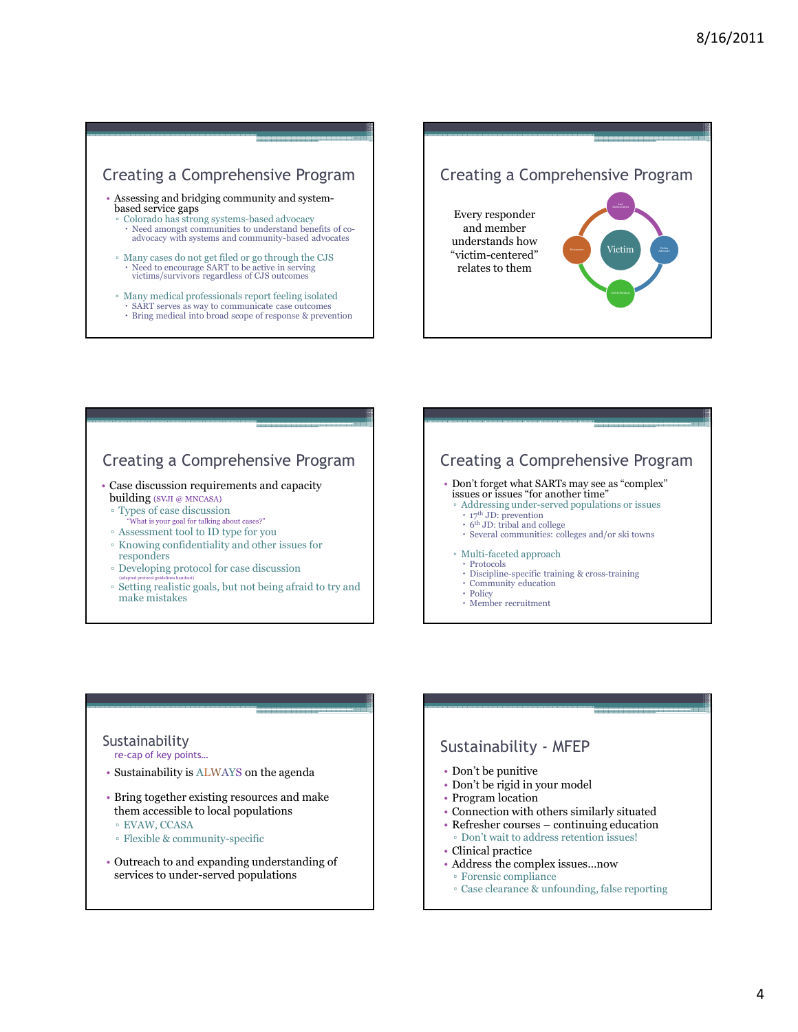## Creating a Comprehensive Program

- Assessing and bridging community and system-based service gaps
  - Colorado has strong systems-based advocacy
    - Need amongst communities to understand benefits of co-advocacy with systems and community-based advocates
  - Many cases do not get filed or go through the CJS
    - Need to encourage SART to be active in serving victims/survivors regardless of CJS outcomes
  - Many medical professionals report feeling isolated
    - SART serves as way to communicate case outcomes
    - Bring medical into broad scope of response & prevention

## Creating a Comprehensive Program

Every responder and member understands how "victim-centered" relates to them

Victim — Law Enforcement — Victim Advocate — SANE/Medical — Prevention

## Creating a Comprehensive Program

- Case discussion requirements and capacity building (SVJI @ MNCASA)
  - Types of case discussion
    - "What is your goal for talking about cases?"
  - Assessment tool to ID type for you
  - Knowing confidentiality and other issues for responders
  - Developing protocol for case discussion
    - (adapted protocol guidelines handout)
  - Setting realistic goals, but not being afraid to try and make mistakes

## Creating a Comprehensive Program

- Don't forget what SARTs may see as "complex" issues or issues "for another time"
  - Addressing under-served populations or issues
    - 17th JD: prevention
    - 6th JD: tribal and college
    - Several communities: colleges and/or ski towns
  - Multi-faceted approach
    - Protocols
    - Discipline-specific training & cross-training
    - Community education
    - Policy
    - Member recruitment

## Sustainability

re-cap of key points…

- Sustainability is ALWAYS on the agenda
- Bring together existing resources and make them accessible to local populations
  - EVAW, CCASA
  - Flexible & community-specific
- Outreach to and expanding understanding of services to under-served populations

## Sustainability - MFEP

- Don't be punitive
- Don't be rigid in your model
- Program location
- Connection with others similarly situated
- Refresher courses – continuing education
  - Don't wait to address retention issues!
- Clinical practice
- Address the complex issues…now
  - Forensic compliance
  - Case clearance & unfounding, false reporting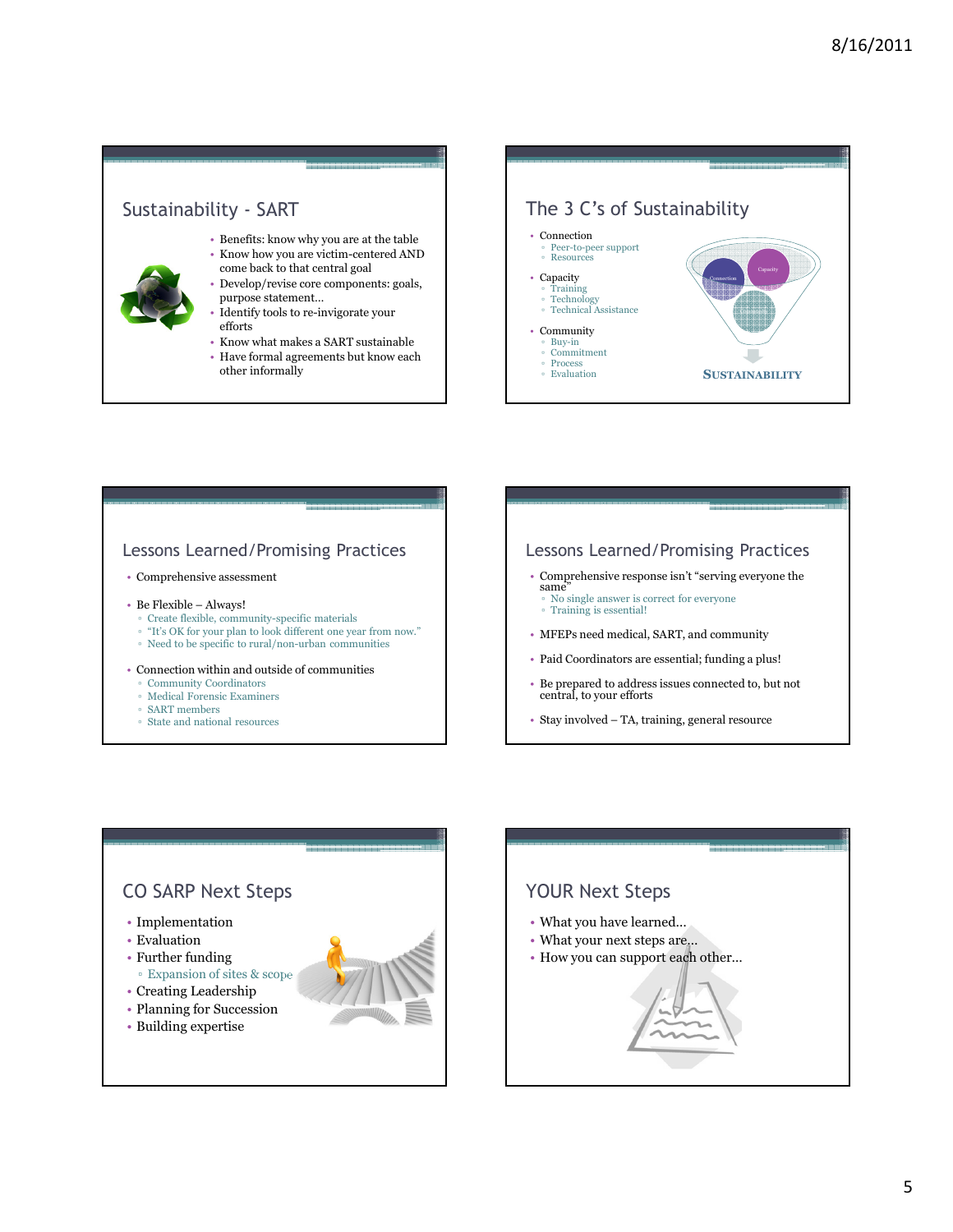## Sustainability - SART

- Benefits: know why you are at the table
- Know how you are victim-centered AND come back to that central goal
- Develop/revise core components: goals, purpose statement…
- Identify tools to re-invigorate your efforts
- Know what makes a SART sustainable
- Have formal agreements but know each other informally

## The 3 C's of Sustainability

- Connection
  - Peer-to-peer support
  - Resources
- Capacity
  - Training
  - Technology
  - Technical Assistance
- Community
  - Buy-in
  - Commitment
  - Process
  - Evaluation

Connection, Capacity, Community → SUSTAINABILITY

## Lessons Learned/Promising Practices

- Comprehensive assessment
- Be Flexible – Always!
  - Create flexible, community-specific materials
  - "It's OK for your plan to look different one year from now."
  - Need to be specific to rural/non-urban communities
- Connection within and outside of communities
  - Community Coordinators
  - Medical Forensic Examiners
  - SART members
  - State and national resources

## Lessons Learned/Promising Practices

- Comprehensive response isn't "serving everyone the same"
  - No single answer is correct for everyone
  - Training is essential!
- MFEPs need medical, SART, and community
- Paid Coordinators are essential; funding a plus!
- Be prepared to address issues connected to, but not central, to your efforts
- Stay involved – TA, training, general resource

## CO SARP Next Steps

- Implementation
- Evaluation
- Further funding
  - Expansion of sites & scope
- Creating Leadership
- Planning for Succession
- Building expertise

## YOUR Next Steps

- What you have learned…
- What your next steps are…
- How you can support each other…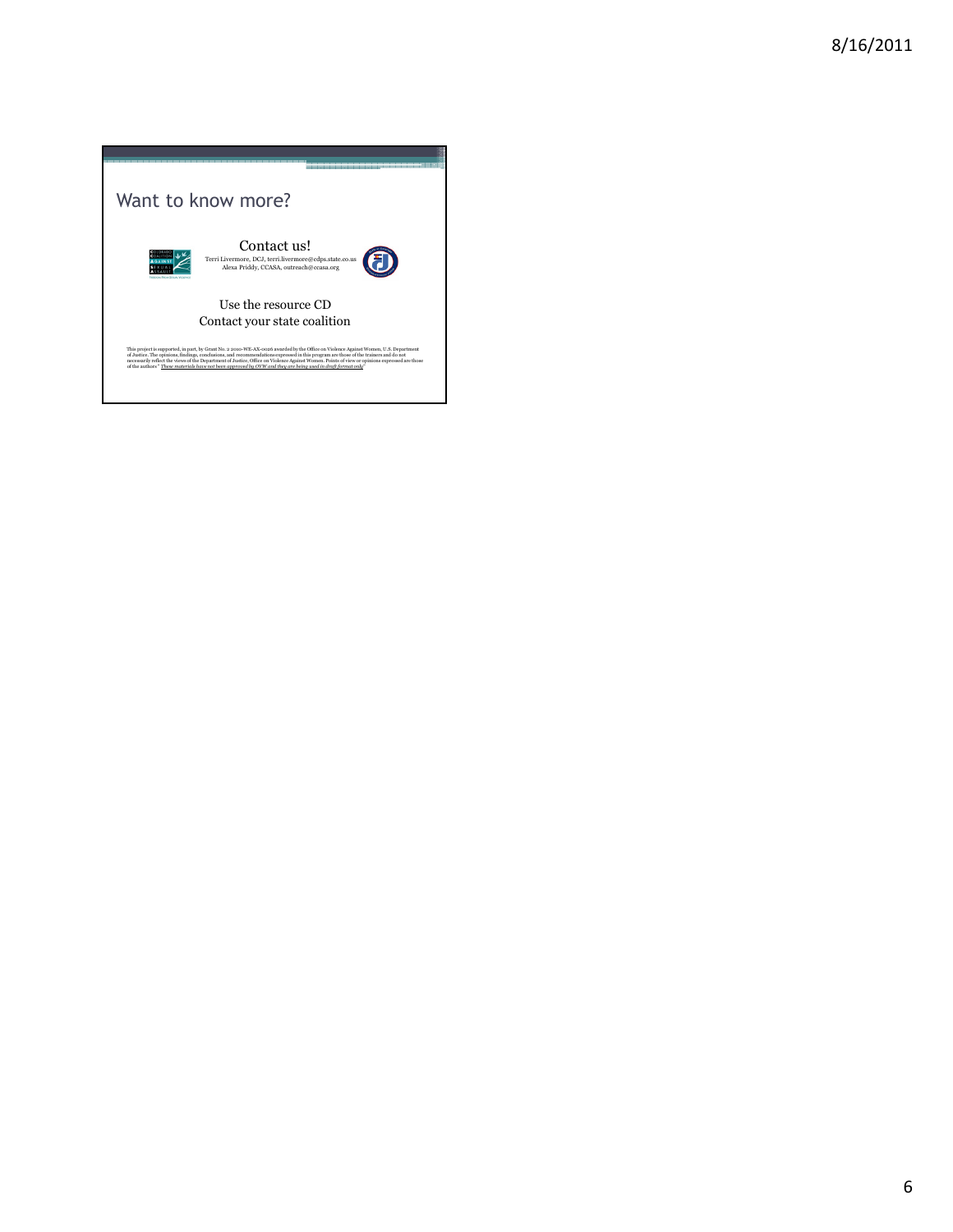# Want to know more?

Contact us!

Terri Livermore, DCJ, terri.livermore@cdps.state.co.us
Alexa Priddy, CCASA, outreach@ccasa.org

Use the resource CD
Contact your state coalition

This project is supported, in part, by Grant No. 2 2010-WE-AX-0026 awarded by the Office on Violence Against Women, U.S. Department of Justice. The opinions, findings, conclusions, and recommendations expressed in this program are those of the trainers and do not necessarily reflect the views of the Department of Justice, Office on Violence Against Women. Points of view or opinions expressed are those of the authors" *These materials have not been approved by OVW and they are being used in draft format only*"